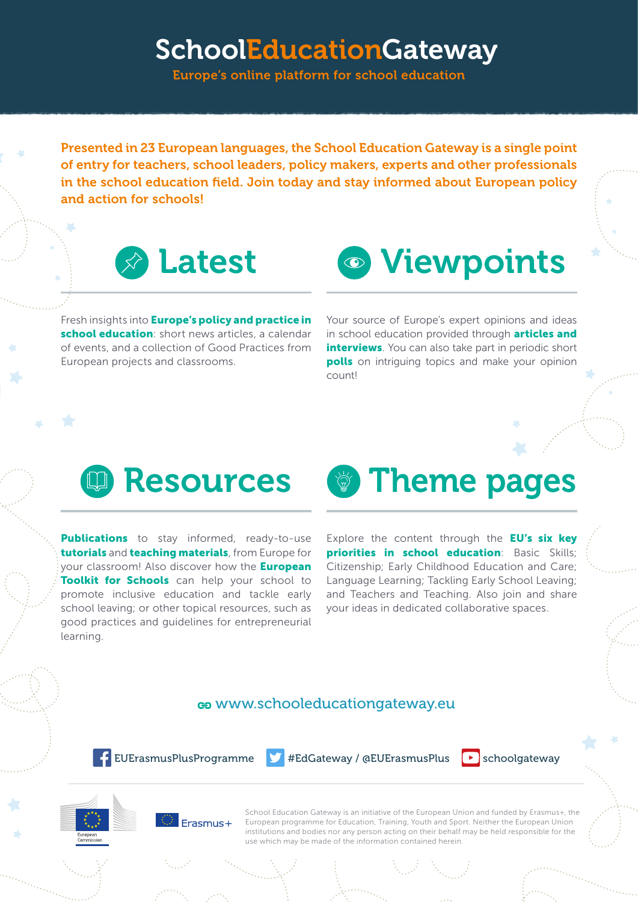# SchoolEducationGateway

Europe's online platform for school education

**Presented in 23 European languages, the School Education Gateway is a single point of entry for teachers, school leaders, policy makers, experts and other professionals in the school education field. Join today and stay informed about European policy and action for schools!**

## Latest

Fresh insights into **Europe's policy and practice in school education**: short news articles, a calendar of events, and a collection of Good Practices from European projects and classrooms.

## Viewpoints

Your source of Europe's expert opinions and ideas in school education provided through **articles and interviews**. You can also take part in periodic short **polls** on intriguing topics and make your opinion count!

## Resources

**Publications** to stay informed, ready-to-use **tutorials** and **teaching materials**, from Europe for your classroom! Also discover how the **European Toolkit for Schools** can help your school to promote inclusive education and tackle early school leaving; or other topical resources, such as good practices and guidelines for entrepreneurial learning.

## Theme pages

Explore the content through the **EU's six key priorities in school education**: Basic Skills; Citizenship; Early Childhood Education and Care; Language Learning; Tackling Early School Leaving; and Teachers and Teaching. Also join and share your ideas in dedicated collaborative spaces.

www.schooleducationgateway.eu

EUErasmusPlusProgramme | #EdGateway / @EUErasmusPlus | schoolgateway

European Commission | Erasmus+

School Education Gateway is an initiative of the European Union and funded by Erasmus+, the European programme for Education, Training, Youth and Sport. Neither the European Union institutions and bodies nor any person acting on their behalf may be held responsible for the use which may be made of the information contained herein.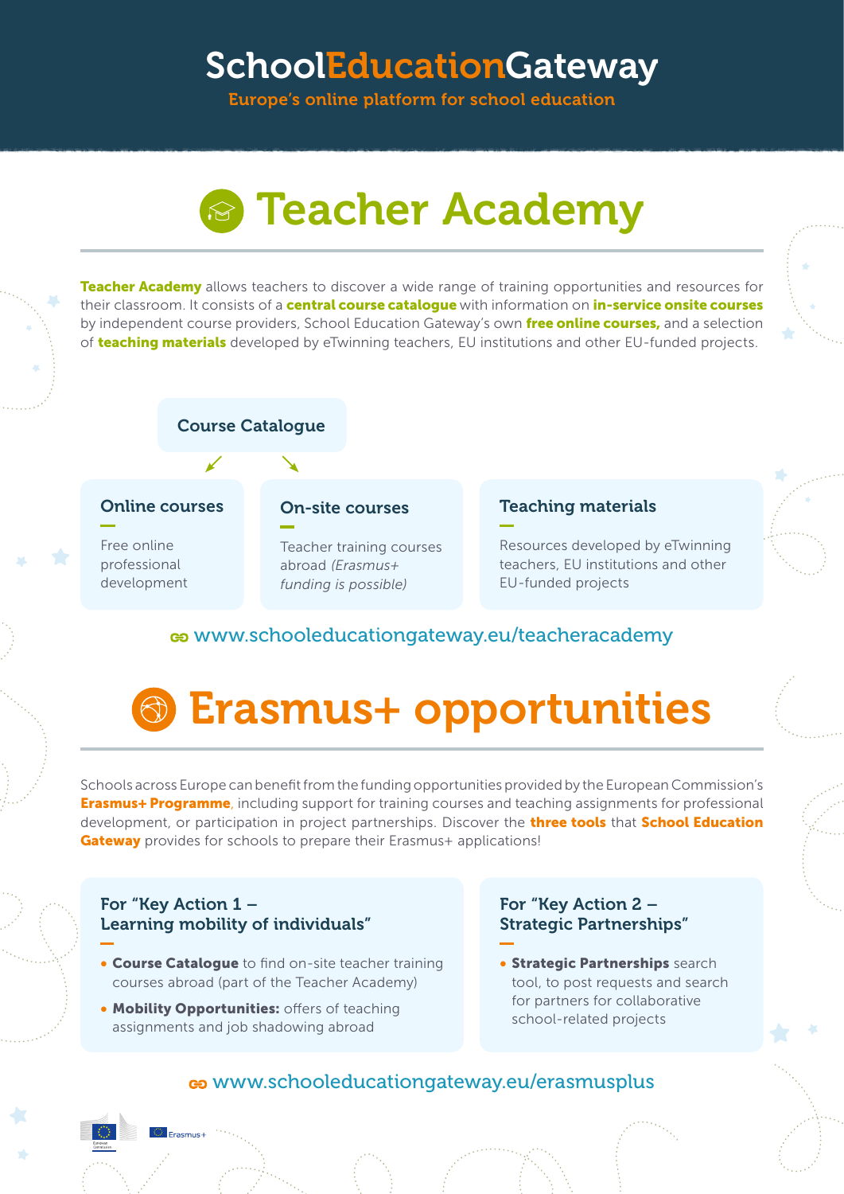# SchoolEducationGateway

Europe's online platform for school education

## Teacher Academy

**Teacher Academy** allows teachers to discover a wide range of training opportunities and resources for their classroom. It consists of a **central course catalogue** with information on **in-service onsite courses** by independent course providers, School Education Gateway's own **free online courses,** and a selection of **teaching materials** developed by eTwinning teachers, EU institutions and other EU-funded projects.

**Course Catalogue**

### Online courses

Free online professional development

### On-site courses

Teacher training courses abroad *(Erasmus+ funding is possible)*

### Teaching materials

Resources developed by eTwinning teachers, EU institutions and other EU-funded projects

www.schooleducationgateway.eu/teacheracademy

## Erasmus+ opportunities

Schools across Europe can benefit from the funding opportunities provided by the European Commission's **Erasmus+ Programme**, including support for training courses and teaching assignments for professional development, or participation in project partnerships. Discover the **three tools** that **School Education Gateway** provides for schools to prepare their Erasmus+ applications!

### For "Key Action 1 – Learning mobility of individuals"

- **Course Catalogue** to find on-site teacher training courses abroad (part of the Teacher Academy)
- **Mobility Opportunities:** offers of teaching assignments and job shadowing abroad

### For "Key Action 2 – Strategic Partnerships"

- **Strategic Partnerships** search tool, to post requests and search for partners for collaborative school-related projects

www.schooleducationgateway.eu/erasmusplus

European Commission

Erasmus+